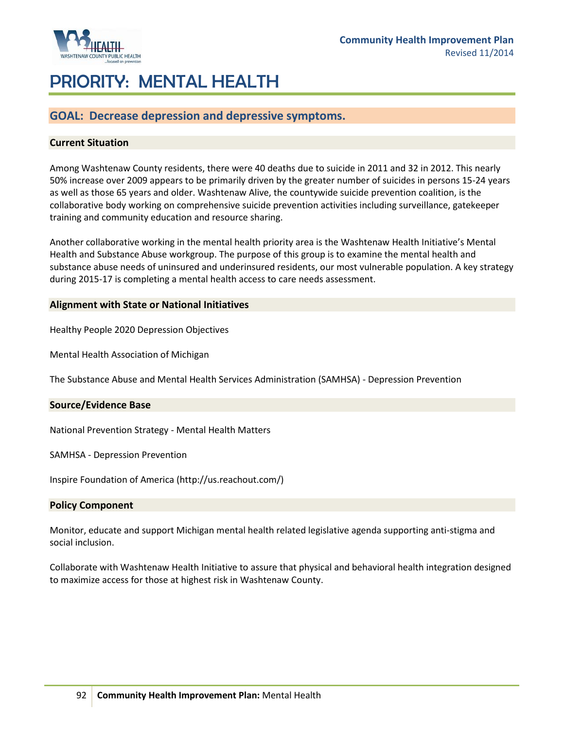# PRIORITY: MENTAL HEALTH

## GOAL: Decrease depression and depressive symptoms.

### Current Situation

Among Washtenaw County residents, there were 40 deaths due to suicide in 2011 and 32 in 2012. This nearly 50% increase over 2009 appears to be primarily driven by the greater number of suicides in persons 15-24 years as well as those 65 years and older. Washtenaw Alive, the countywide suicide prevention coalition, is the collaborative body working on comprehensive suicide prevention activities including surveillance, gatekeeper training and community education and resource sharing.

Another collaborative working in the mental health priority area is the Washtenaw Health Initiative's Mental Health and Substance Abuse workgroup. The purpose of this group is to examine the mental health and substance abuse needs of uninsured and underinsured residents, our most vulnerable population. A key strategy during 2015-17 is completing a mental health access to care needs assessment.

### Alignment with State or National Initiatives

Healthy People 2020 Depression Objectives

Mental Health Association of Michigan

The Substance Abuse and Mental Health Services Administration (SAMHSA) - Depression Prevention

### Source/Evidence Base

National Prevention Strategy - Mental Health Matters

SAMHSA - Depression Prevention

Inspire Foundation of America (http://us.reachout.com/)

### Policy Component

Monitor, educate and support Michigan mental health related legislative agenda supporting anti-stigma and social inclusion.

Collaborate with Washtenaw Health Initiative to assure that physical and behavioral health integration designed to maximize access for those at highest risk in Washtenaw County.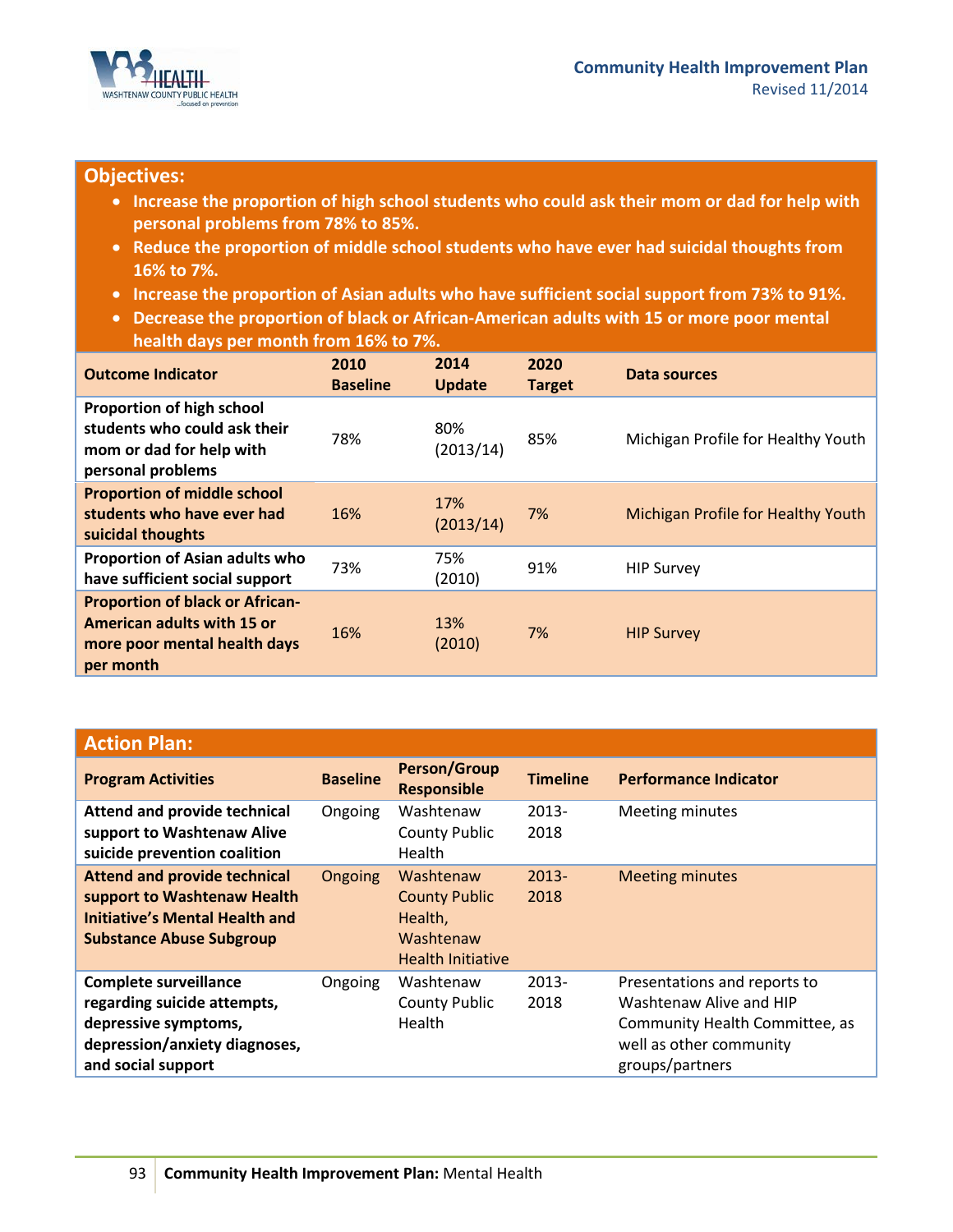## Objectives:

- **Increase the proportion of high school students who could ask their mom or dad for help with personal problems from 78% to 85%.**
- **Reduce the proportion of middle school students who have ever had suicidal thoughts from 16% to 7%.**
- **Increase the proportion of Asian adults who have sufficient social support from 73% to 91%.**
- **Decrease the proportion of black or African-American adults with 15 or more poor mental health days per month from 16% to 7%.**

| Outcome Indicator | 2010 Baseline | 2014 Update | 2020 Target | Data sources |
|---|---|---|---|---|
| **Proportion of high school students who could ask their mom or dad for help with personal problems** | 78% | 80% (2013/14) | 85% | Michigan Profile for Healthy Youth |
| **Proportion of middle school students who have ever had suicidal thoughts** | 16% | 17% (2013/14) | 7% | Michigan Profile for Healthy Youth |
| **Proportion of Asian adults who have sufficient social support** | 73% | 75% (2010) | 91% | HIP Survey |
| **Proportion of black or African-American adults with 15 or more poor mental health days per month** | 16% | 13% (2010) | 7% | HIP Survey |

## Action Plan:

| Program Activities | Baseline | Person/Group Responsible | Timeline | Performance Indicator |
|---|---|---|---|---|
| **Attend and provide technical support to Washtenaw Alive suicide prevention coalition** | Ongoing | Washtenaw County Public Health | 2013-2018 | Meeting minutes |
| **Attend and provide technical support to Washtenaw Health Initiative's Mental Health and Substance Abuse Subgroup** | Ongoing | Washtenaw County Public Health, Washtenaw Health Initiative | 2013-2018 | Meeting minutes |
| **Complete surveillance regarding suicide attempts, depressive symptoms, depression/anxiety diagnoses, and social support** | Ongoing | Washtenaw County Public Health | 2013-2018 | Presentations and reports to Washtenaw Alive and HIP Community Health Committee, as well as other community groups/partners |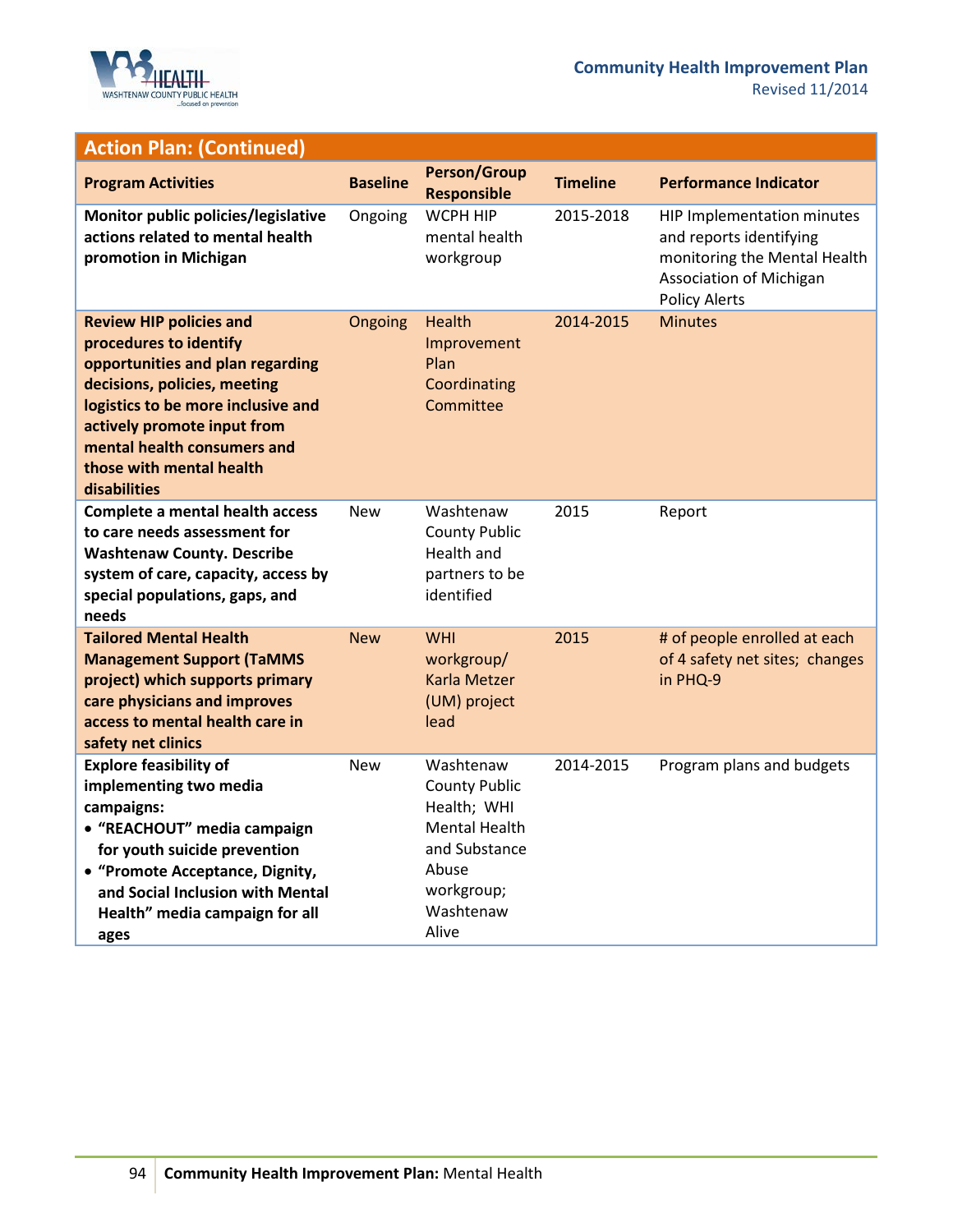## Action Plan: (Continued)

| Program Activities | Baseline | Person/Group Responsible | Timeline | Performance Indicator |
|---|---|---|---|---|
| **Monitor public policies/legislative actions related to mental health promotion in Michigan** | Ongoing | WCPH HIP mental health workgroup | 2015-2018 | HIP Implementation minutes and reports identifying monitoring the Mental Health Association of Michigan Policy Alerts |
| **Review HIP policies and procedures to identify opportunities and plan regarding decisions, policies, meeting logistics to be more inclusive and actively promote input from mental health consumers and those with mental health disabilities** | Ongoing | Health Improvement Plan Coordinating Committee | 2014-2015 | Minutes |
| **Complete a mental health access to care needs assessment for Washtenaw County. Describe system of care, capacity, access by special populations, gaps, and needs** | New | Washtenaw County Public Health and partners to be identified | 2015 | Report |
| **Tailored Mental Health Management Support (TaMMS project) which supports primary care physicians and improves access to mental health care in safety net clinics** | New | WHI workgroup/ Karla Metzer (UM) project lead | 2015 | # of people enrolled at each of 4 safety net sites; changes in PHQ-9 |
| **Explore feasibility of implementing two media campaigns:** • **"REACHOUT" media campaign for youth suicide prevention** • **"Promote Acceptance, Dignity, and Social Inclusion with Mental Health" media campaign for all ages** | New | Washtenaw County Public Health; WHI Mental Health and Substance Abuse workgroup; Washtenaw Alive | 2014-2015 | Program plans and budgets |